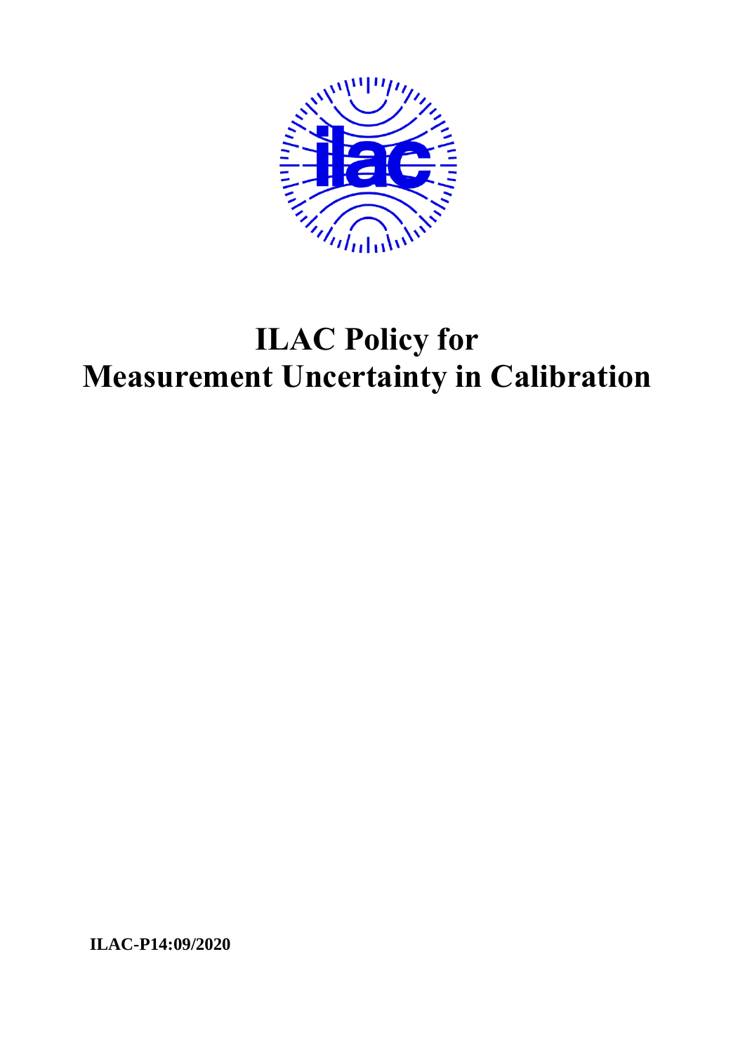# ILAC Policy for Measurement Uncertainty in Calibration

**ILAC-P14:09/2020**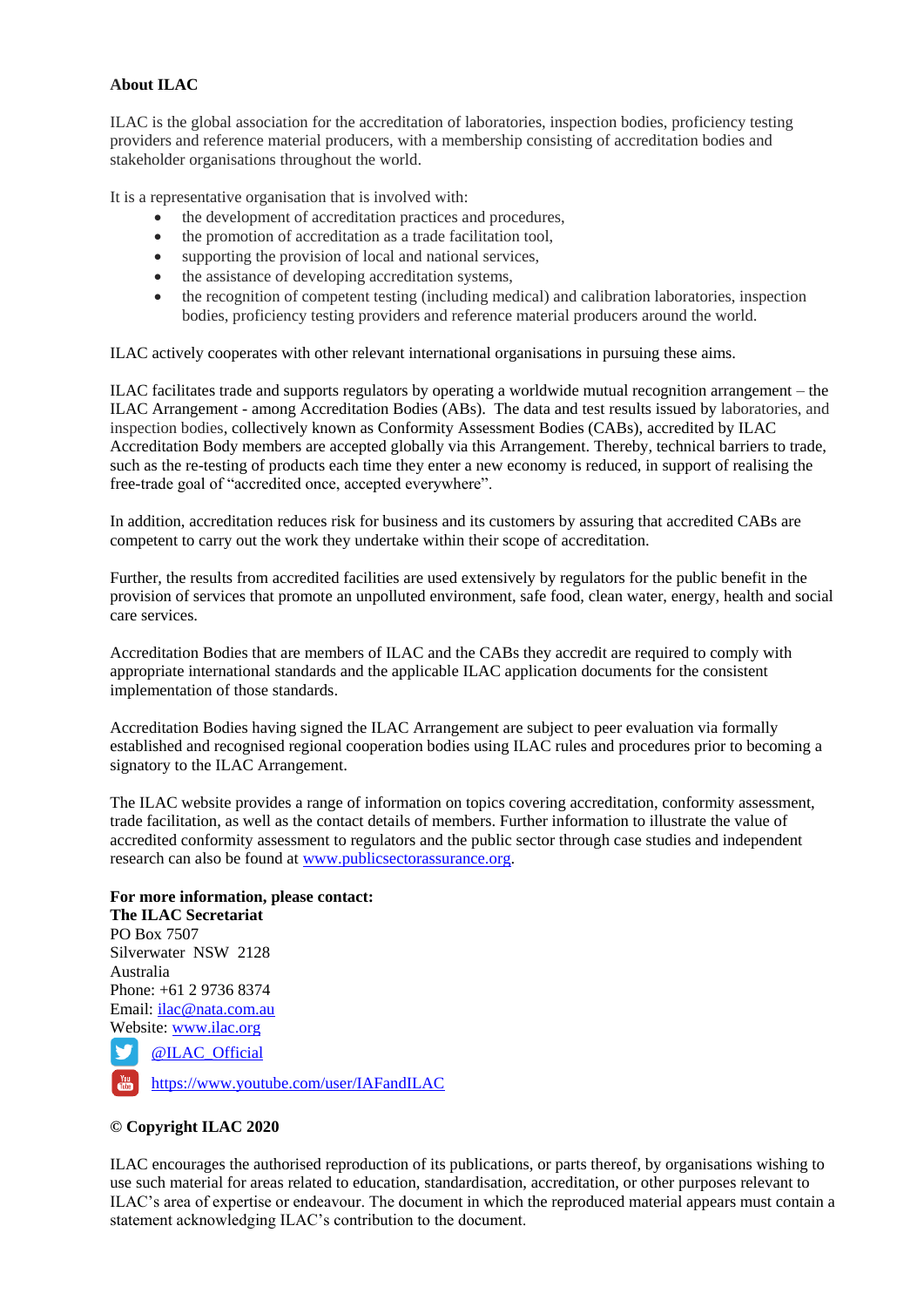**About ILAC**

ILAC is the global association for the accreditation of laboratories, inspection bodies, proficiency testing providers and reference material producers, with a membership consisting of accreditation bodies and stakeholder organisations throughout the world.

It is a representative organisation that is involved with:

- the development of accreditation practices and procedures,
- the promotion of accreditation as a trade facilitation tool,
- supporting the provision of local and national services,
- the assistance of developing accreditation systems,
- the recognition of competent testing (including medical) and calibration laboratories, inspection bodies, proficiency testing providers and reference material producers around the world.

ILAC actively cooperates with other relevant international organisations in pursuing these aims.

ILAC facilitates trade and supports regulators by operating a worldwide mutual recognition arrangement – the ILAC Arrangement - among Accreditation Bodies (ABs). The data and test results issued by laboratories, and inspection bodies, collectively known as Conformity Assessment Bodies (CABs), accredited by ILAC Accreditation Body members are accepted globally via this Arrangement. Thereby, technical barriers to trade, such as the re-testing of products each time they enter a new economy is reduced, in support of realising the free-trade goal of "accredited once, accepted everywhere".

In addition, accreditation reduces risk for business and its customers by assuring that accredited CABs are competent to carry out the work they undertake within their scope of accreditation.

Further, the results from accredited facilities are used extensively by regulators for the public benefit in the provision of services that promote an unpolluted environment, safe food, clean water, energy, health and social care services.

Accreditation Bodies that are members of ILAC and the CABs they accredit are required to comply with appropriate international standards and the applicable ILAC application documents for the consistent implementation of those standards.

Accreditation Bodies having signed the ILAC Arrangement are subject to peer evaluation via formally established and recognised regional cooperation bodies using ILAC rules and procedures prior to becoming a signatory to the ILAC Arrangement.

The ILAC website provides a range of information on topics covering accreditation, conformity assessment, trade facilitation, as well as the contact details of members. Further information to illustrate the value of accredited conformity assessment to regulators and the public sector through case studies and independent research can also be found at [www.publicsectorassurance.org](http://www.publicsectorassurance.org).

**For more information, please contact:**
**The ILAC Secretariat**
PO Box 7507
Silverwater NSW 2128
Australia
Phone: +61 2 9736 8374
Email: [ilac@nata.com.au](mailto:ilac@nata.com.au)
Website: [www.ilac.org](http://www.ilac.org)
[@ILAC_Official](https://twitter.com/ILAC_Official)
[https://www.youtube.com/user/IAFandILAC](https://www.youtube.com/user/IAFandILAC)

**© Copyright ILAC 2020**

ILAC encourages the authorised reproduction of its publications, or parts thereof, by organisations wishing to use such material for areas related to education, standardisation, accreditation, or other purposes relevant to ILAC's area of expertise or endeavour. The document in which the reproduced material appears must contain a statement acknowledging ILAC's contribution to the document.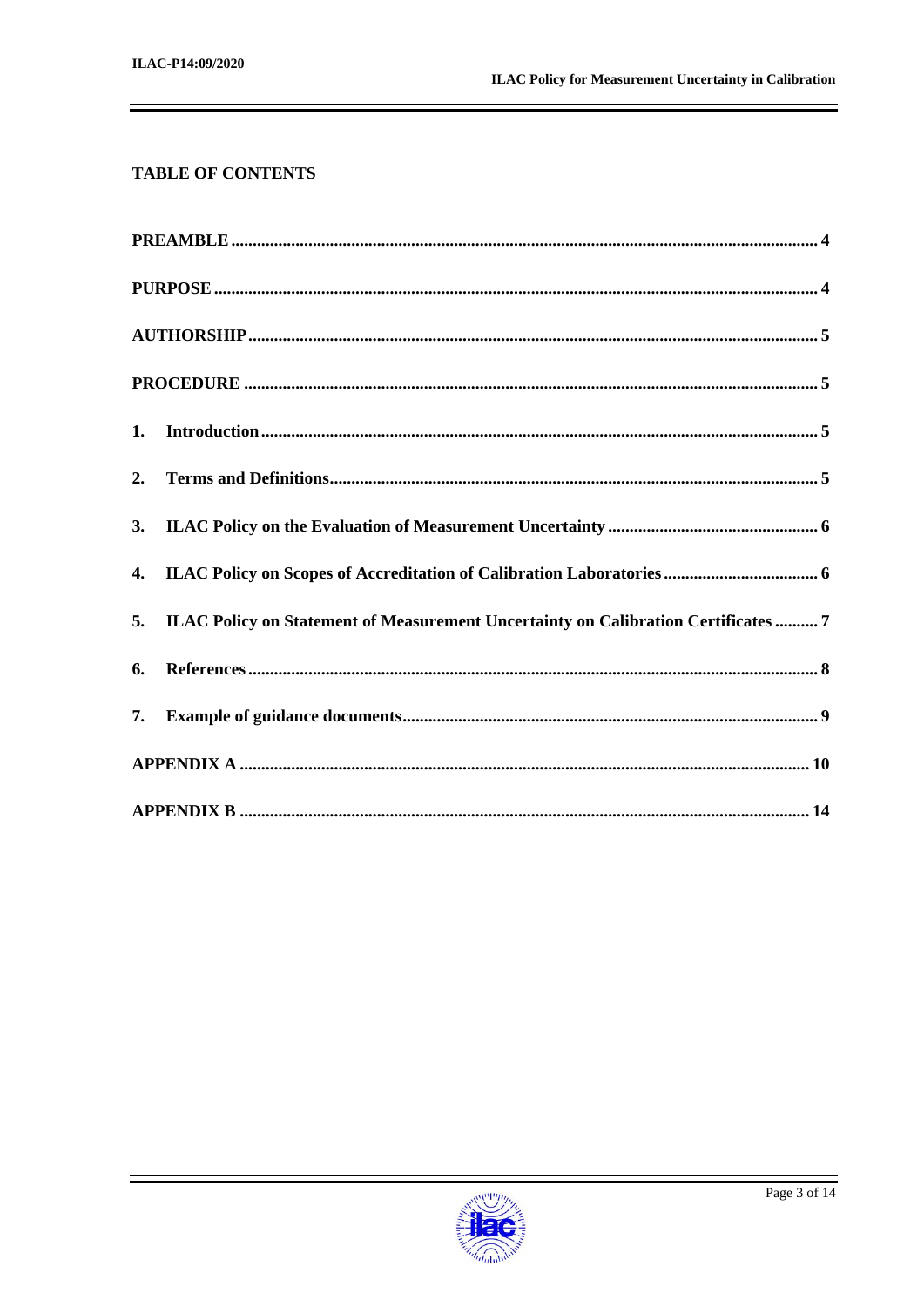## TABLE OF CONTENTS

**PREAMBLE** ..... 4

**PURPOSE** ..... 4

**AUTHORSHIP** ..... 5

**PROCEDURE** ..... 5

**1. Introduction** ..... 5

**2. Terms and Definitions** ..... 5

**3. ILAC Policy on the Evaluation of Measurement Uncertainty** ..... 6

**4. ILAC Policy on Scopes of Accreditation of Calibration Laboratories** ..... 6

**5. ILAC Policy on Statement of Measurement Uncertainty on Calibration Certificates** ..... 7

**6. References** ..... 8

**7. Example of guidance documents** ..... 9

**APPENDIX A** ..... 10

**APPENDIX B** ..... 14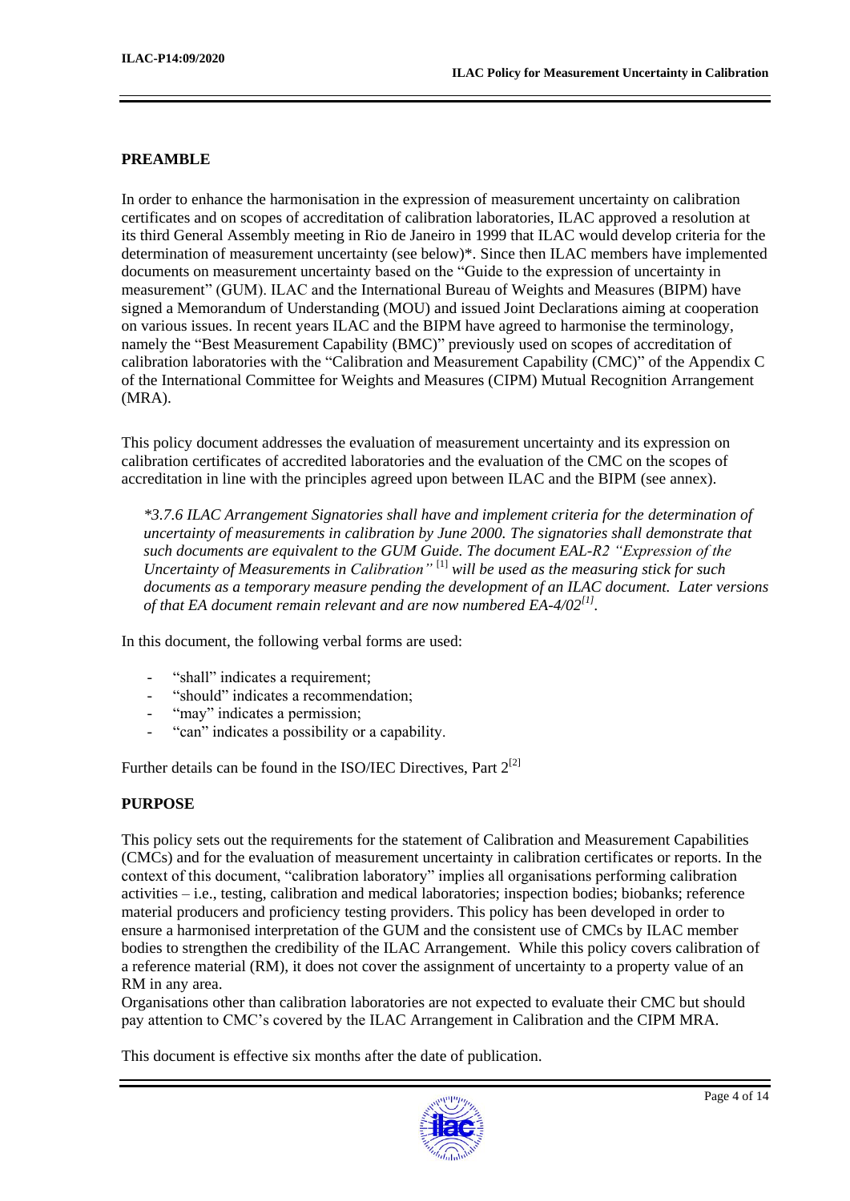## PREAMBLE

In order to enhance the harmonisation in the expression of measurement uncertainty on calibration certificates and on scopes of accreditation of calibration laboratories, ILAC approved a resolution at its third General Assembly meeting in Rio de Janeiro in 1999 that ILAC would develop criteria for the determination of measurement uncertainty (see below)*. Since then ILAC members have implemented documents on measurement uncertainty based on the "Guide to the expression of uncertainty in measurement" (GUM). ILAC and the International Bureau of Weights and Measures (BIPM) have signed a Memorandum of Understanding (MOU) and issued Joint Declarations aiming at cooperation on various issues. In recent years ILAC and the BIPM have agreed to harmonise the terminology, namely the "Best Measurement Capability (BMC)" previously used on scopes of accreditation of calibration laboratories with the "Calibration and Measurement Capability (CMC)" of the Appendix C of the International Committee for Weights and Measures (CIPM) Mutual Recognition Arrangement (MRA).

This policy document addresses the evaluation of measurement uncertainty and its expression on calibration certificates of accredited laboratories and the evaluation of the CMC on the scopes of accreditation in line with the principles agreed upon between ILAC and the BIPM (see annex).

*\*3.7.6 ILAC Arrangement Signatories shall have and implement criteria for the determination of uncertainty of measurements in calibration by June 2000. The signatories shall demonstrate that such documents are equivalent to the GUM Guide. The document EAL-R2 "Expression of the Uncertainty of Measurements in Calibration"* [1] *will be used as the measuring stick for such documents as a temporary measure pending the development of an ILAC document. Later versions of that EA document remain relevant and are now numbered EA-4/02*[1].

In this document, the following verbal forms are used:

- "shall" indicates a requirement;
- "should" indicates a recommendation;
- "may" indicates a permission;
- "can" indicates a possibility or a capability.

Further details can be found in the ISO/IEC Directives, Part 2[2]

## PURPOSE

This policy sets out the requirements for the statement of Calibration and Measurement Capabilities (CMCs) and for the evaluation of measurement uncertainty in calibration certificates or reports. In the context of this document, "calibration laboratory" implies all organisations performing calibration activities – i.e., testing, calibration and medical laboratories; inspection bodies; biobanks; reference material producers and proficiency testing providers. This policy has been developed in order to ensure a harmonised interpretation of the GUM and the consistent use of CMCs by ILAC member bodies to strengthen the credibility of the ILAC Arrangement. While this policy covers calibration of a reference material (RM), it does not cover the assignment of uncertainty to a property value of an RM in any area.
Organisations other than calibration laboratories are not expected to evaluate their CMC but should pay attention to CMC's covered by the ILAC Arrangement in Calibration and the CIPM MRA.

This document is effective six months after the date of publication.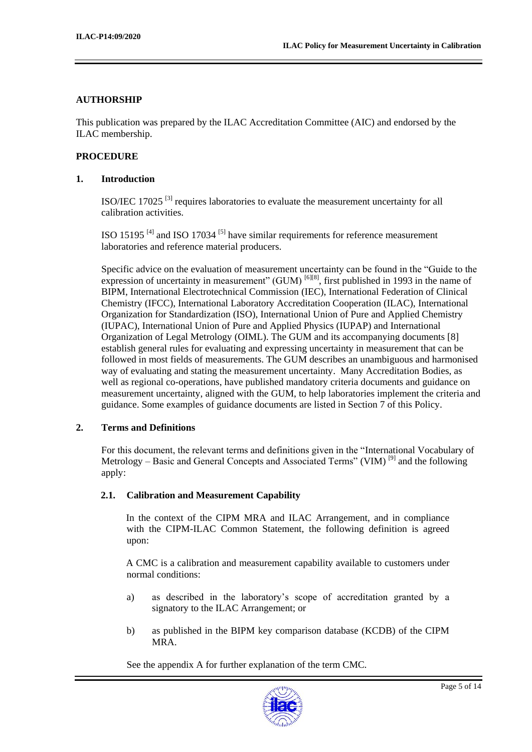## AUTHORSHIP

This publication was prepared by the ILAC Accreditation Committee (AIC) and endorsed by the ILAC membership.

## PROCEDURE

### 1. Introduction

ISO/IEC 17025 [3] requires laboratories to evaluate the measurement uncertainty for all calibration activities.

ISO 15195 [4] and ISO 17034 [5] have similar requirements for reference measurement laboratories and reference material producers.

Specific advice on the evaluation of measurement uncertainty can be found in the "Guide to the expression of uncertainty in measurement" (GUM) [6][8], first published in 1993 in the name of BIPM, International Electrotechnical Commission (IEC), International Federation of Clinical Chemistry (IFCC), International Laboratory Accreditation Cooperation (ILAC), International Organization for Standardization (ISO), International Union of Pure and Applied Chemistry (IUPAC), International Union of Pure and Applied Physics (IUPAP) and International Organization of Legal Metrology (OIML). The GUM and its accompanying documents [8] establish general rules for evaluating and expressing uncertainty in measurement that can be followed in most fields of measurements. The GUM describes an unambiguous and harmonised way of evaluating and stating the measurement uncertainty. Many Accreditation Bodies, as well as regional co-operations, have published mandatory criteria documents and guidance on measurement uncertainty, aligned with the GUM, to help laboratories implement the criteria and guidance. Some examples of guidance documents are listed in Section 7 of this Policy.

### 2. Terms and Definitions

For this document, the relevant terms and definitions given in the "International Vocabulary of Metrology – Basic and General Concepts and Associated Terms" (VIM) [9] and the following apply:

#### 2.1. Calibration and Measurement Capability

In the context of the CIPM MRA and ILAC Arrangement, and in compliance with the CIPM-ILAC Common Statement, the following definition is agreed upon:

A CMC is a calibration and measurement capability available to customers under normal conditions:

a) as described in the laboratory's scope of accreditation granted by a signatory to the ILAC Arrangement; or

b) as published in the BIPM key comparison database (KCDB) of the CIPM MRA.

See the appendix A for further explanation of the term CMC.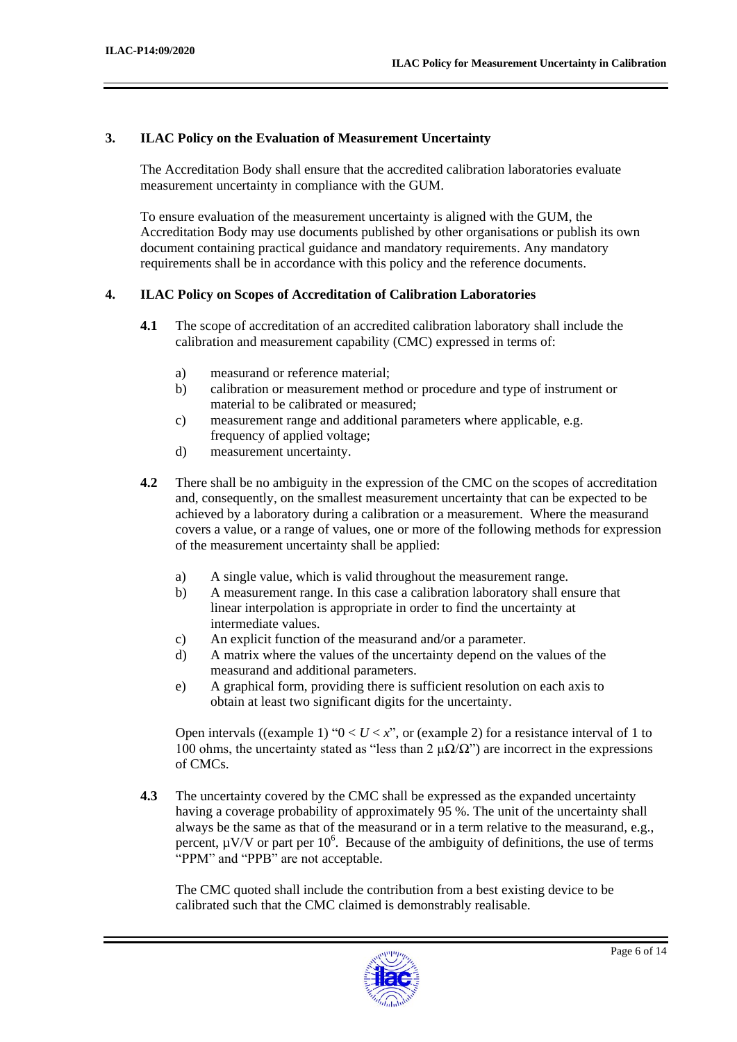## 3. ILAC Policy on the Evaluation of Measurement Uncertainty

The Accreditation Body shall ensure that the accredited calibration laboratories evaluate measurement uncertainty in compliance with the GUM.

To ensure evaluation of the measurement uncertainty is aligned with the GUM, the Accreditation Body may use documents published by other organisations or publish its own document containing practical guidance and mandatory requirements. Any mandatory requirements shall be in accordance with this policy and the reference documents.

## 4. ILAC Policy on Scopes of Accreditation of Calibration Laboratories

**4.1** The scope of accreditation of an accredited calibration laboratory shall include the calibration and measurement capability (CMC) expressed in terms of:

a) measurand or reference material;
b) calibration or measurement method or procedure and type of instrument or material to be calibrated or measured;
c) measurement range and additional parameters where applicable, e.g. frequency of applied voltage;
d) measurement uncertainty.

**4.2** There shall be no ambiguity in the expression of the CMC on the scopes of accreditation and, consequently, on the smallest measurement uncertainty that can be expected to be achieved by a laboratory during a calibration or a measurement. Where the measurand covers a value, or a range of values, one or more of the following methods for expression of the measurement uncertainty shall be applied:

a) A single value, which is valid throughout the measurement range.
b) A measurement range. In this case a calibration laboratory shall ensure that linear interpolation is appropriate in order to find the uncertainty at intermediate values.
c) An explicit function of the measurand and/or a parameter.
d) A matrix where the values of the uncertainty depend on the values of the measurand and additional parameters.
e) A graphical form, providing there is sufficient resolution on each axis to obtain at least two significant digits for the uncertainty.

Open intervals ((example 1) "$0 < U < x$", or (example 2) for a resistance interval of 1 to 100 ohms, the uncertainty stated as "less than 2 μΩ/Ω") are incorrect in the expressions of CMCs.

**4.3** The uncertainty covered by the CMC shall be expressed as the expanded uncertainty having a coverage probability of approximately 95 %. The unit of the uncertainty shall always be the same as that of the measurand or in a term relative to the measurand, e.g., percent, μV/V or part per $10^6$. Because of the ambiguity of definitions, the use of terms "PPM" and "PPB" are not acceptable.

The CMC quoted shall include the contribution from a best existing device to be calibrated such that the CMC claimed is demonstrably realisable.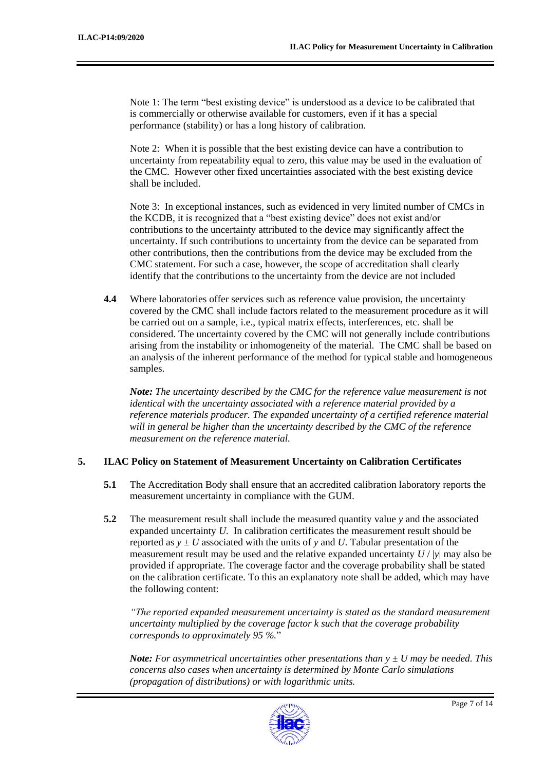Note 1: The term "best existing device" is understood as a device to be calibrated that is commercially or otherwise available for customers, even if it has a special performance (stability) or has a long history of calibration.

Note 2: When it is possible that the best existing device can have a contribution to uncertainty from repeatability equal to zero, this value may be used in the evaluation of the CMC. However other fixed uncertainties associated with the best existing device shall be included.

Note 3: In exceptional instances, such as evidenced in very limited number of CMCs in the KCDB, it is recognized that a "best existing device" does not exist and/or contributions to the uncertainty attributed to the device may significantly affect the uncertainty. If such contributions to uncertainty from the device can be separated from other contributions, then the contributions from the device may be excluded from the CMC statement. For such a case, however, the scope of accreditation shall clearly identify that the contributions to the uncertainty from the device are not included

**4.4** Where laboratories offer services such as reference value provision, the uncertainty covered by the CMC shall include factors related to the measurement procedure as it will be carried out on a sample, i.e., typical matrix effects, interferences, etc. shall be considered. The uncertainty covered by the CMC will not generally include contributions arising from the instability or inhomogeneity of the material. The CMC shall be based on an analysis of the inherent performance of the method for typical stable and homogeneous samples.

***Note:*** *The uncertainty described by the CMC for the reference value measurement is not identical with the uncertainty associated with a reference material provided by a reference materials producer. The expanded uncertainty of a certified reference material will in general be higher than the uncertainty described by the CMC of the reference measurement on the reference material.*

## 5. ILAC Policy on Statement of Measurement Uncertainty on Calibration Certificates

**5.1** The Accreditation Body shall ensure that an accredited calibration laboratory reports the measurement uncertainty in compliance with the GUM.

**5.2** The measurement result shall include the measured quantity value $y$ and the associated expanded uncertainty $U$. In calibration certificates the measurement result should be reported as $y \pm U$ associated with the units of $y$ and $U$. Tabular presentation of the measurement result may be used and the relative expanded uncertainty $U / |y|$ may also be provided if appropriate. The coverage factor and the coverage probability shall be stated on the calibration certificate. To this an explanatory note shall be added, which may have the following content:

*"The reported expanded measurement uncertainty is stated as the standard measurement uncertainty multiplied by the coverage factor k such that the coverage probability corresponds to approximately 95 %."*

***Note:*** *For asymmetrical uncertainties other presentations than $y \pm U$ may be needed. This concerns also cases when uncertainty is determined by Monte Carlo simulations (propagation of distributions) or with logarithmic units.*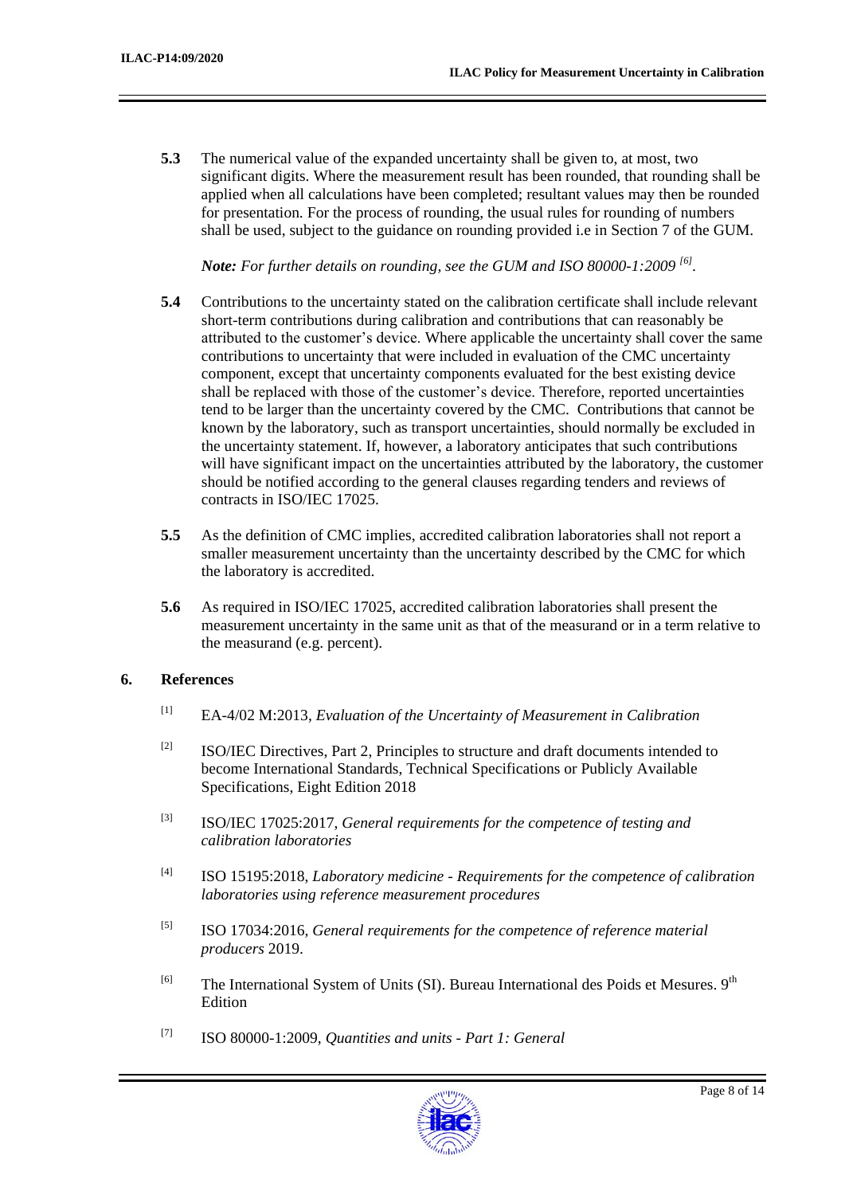**5.3** The numerical value of the expanded uncertainty shall be given to, at most, two significant digits. Where the measurement result has been rounded, that rounding shall be applied when all calculations have been completed; resultant values may then be rounded for presentation. For the process of rounding, the usual rules for rounding of numbers shall be used, subject to the guidance on rounding provided i.e in Section 7 of the GUM.

***Note:*** *For further details on rounding, see the GUM and ISO 80000-1:2009* [6].

**5.4** Contributions to the uncertainty stated on the calibration certificate shall include relevant short-term contributions during calibration and contributions that can reasonably be attributed to the customer's device. Where applicable the uncertainty shall cover the same contributions to uncertainty that were included in evaluation of the CMC uncertainty component, except that uncertainty components evaluated for the best existing device shall be replaced with those of the customer's device. Therefore, reported uncertainties tend to be larger than the uncertainty covered by the CMC. Contributions that cannot be known by the laboratory, such as transport uncertainties, should normally be excluded in the uncertainty statement. If, however, a laboratory anticipates that such contributions will have significant impact on the uncertainties attributed by the laboratory, the customer should be notified according to the general clauses regarding tenders and reviews of contracts in ISO/IEC 17025.

**5.5** As the definition of CMC implies, accredited calibration laboratories shall not report a smaller measurement uncertainty than the uncertainty described by the CMC for which the laboratory is accredited.

**5.6** As required in ISO/IEC 17025, accredited calibration laboratories shall present the measurement uncertainty in the same unit as that of the measurand or in a term relative to the measurand (e.g. percent).

## 6. References

[1] EA-4/02 M:2013, *Evaluation of the Uncertainty of Measurement in Calibration*

[2] ISO/IEC Directives, Part 2, Principles to structure and draft documents intended to become International Standards, Technical Specifications or Publicly Available Specifications, Eight Edition 2018

[3] ISO/IEC 17025:2017, *General requirements for the competence of testing and calibration laboratories*

[4] ISO 15195:2018, *Laboratory medicine - Requirements for the competence of calibration laboratories using reference measurement procedures*

[5] ISO 17034:2016, *General requirements for the competence of reference material producers* 2019.

[6] The International System of Units (SI). Bureau International des Poids et Mesures. 9th Edition

[7] ISO 80000-1:2009, *Quantities and units - Part 1: General*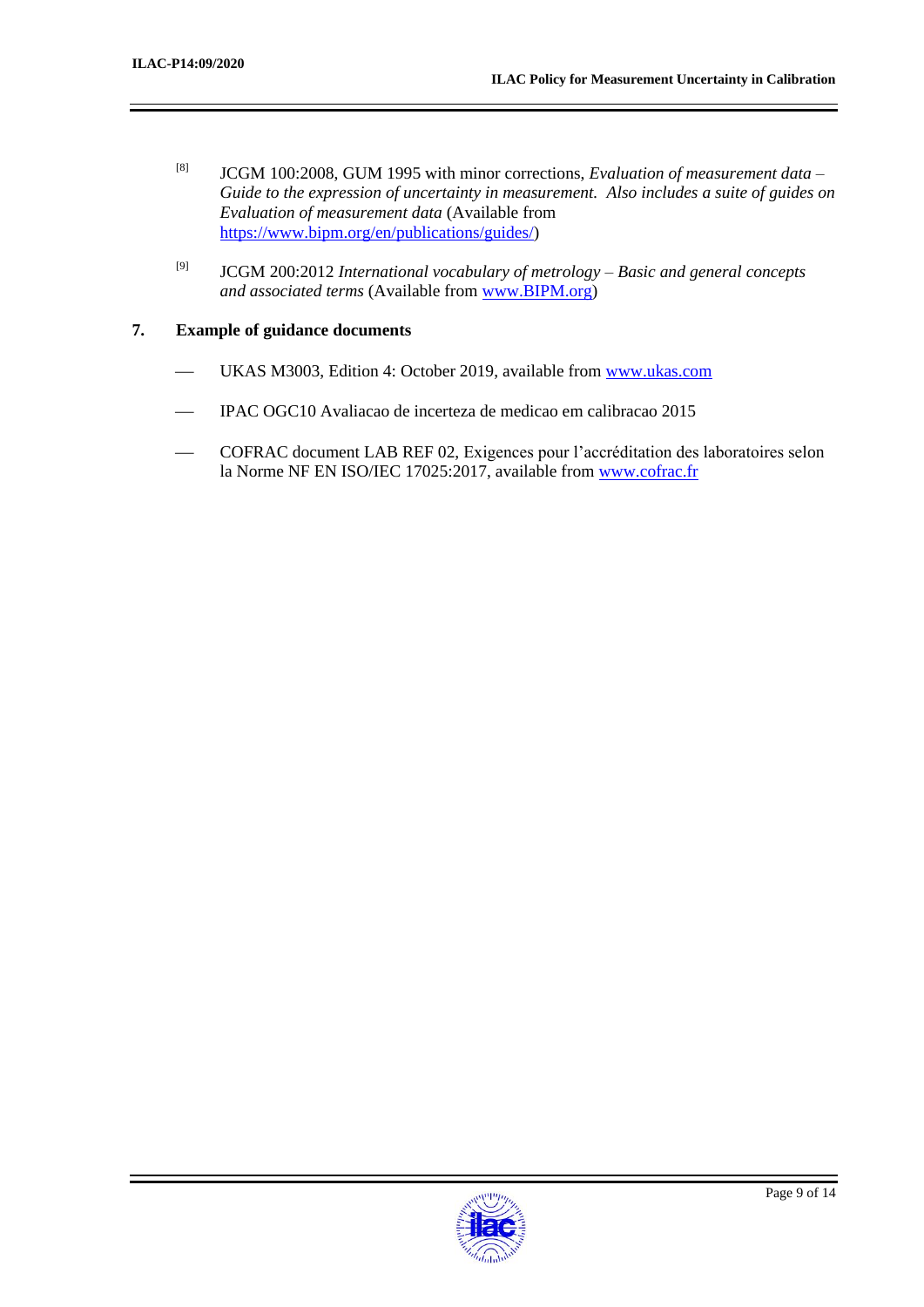[8] JCGM 100:2008, GUM 1995 with minor corrections, *Evaluation of measurement data – Guide to the expression of uncertainty in measurement. Also includes a suite of guides on Evaluation of measurement data* (Available from https://www.bipm.org/en/publications/guides/)

[9] JCGM 200:2012 *International vocabulary of metrology – Basic and general concepts and associated terms* (Available from www.BIPM.org)

## 7. Example of guidance documents

- UKAS M3003, Edition 4: October 2019, available from www.ukas.com
- IPAC OGC10 Avaliacao de incerteza de medicao em calibracao 2015
- COFRAC document LAB REF 02, Exigences pour l'accréditation des laboratoires selon la Norme NF EN ISO/IEC 17025:2017, available from www.cofrac.fr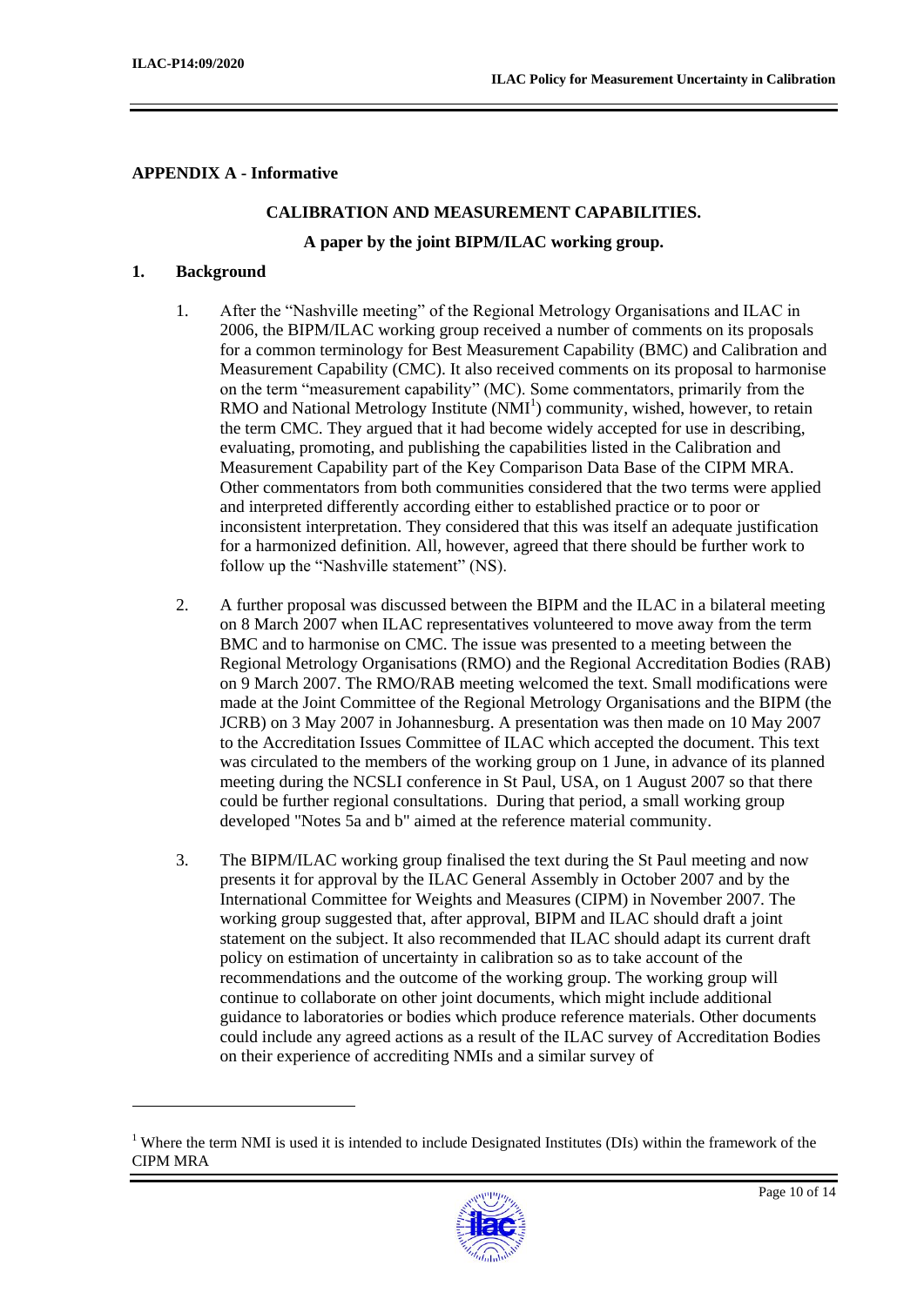**APPENDIX A - Informative**

**CALIBRATION AND MEASUREMENT CAPABILITIES.**

**A paper by the joint BIPM/ILAC working group.**

## 1. Background

1. After the "Nashville meeting" of the Regional Metrology Organisations and ILAC in 2006, the BIPM/ILAC working group received a number of comments on its proposals for a common terminology for Best Measurement Capability (BMC) and Calibration and Measurement Capability (CMC). It also received comments on its proposal to harmonise on the term "measurement capability" (MC). Some commentators, primarily from the RMO and National Metrology Institute (NMI[1]) community, wished, however, to retain the term CMC. They argued that it had become widely accepted for use in describing, evaluating, promoting, and publishing the capabilities listed in the Calibration and Measurement Capability part of the Key Comparison Data Base of the CIPM MRA. Other commentators from both communities considered that the two terms were applied and interpreted differently according either to established practice or to poor or inconsistent interpretation. They considered that this was itself an adequate justification for a harmonized definition. All, however, agreed that there should be further work to follow up the "Nashville statement" (NS).

2. A further proposal was discussed between the BIPM and the ILAC in a bilateral meeting on 8 March 2007 when ILAC representatives volunteered to move away from the term BMC and to harmonise on CMC. The issue was presented to a meeting between the Regional Metrology Organisations (RMO) and the Regional Accreditation Bodies (RAB) on 9 March 2007. The RMO/RAB meeting welcomed the text. Small modifications were made at the Joint Committee of the Regional Metrology Organisations and the BIPM (the JCRB) on 3 May 2007 in Johannesburg. A presentation was then made on 10 May 2007 to the Accreditation Issues Committee of ILAC which accepted the document. This text was circulated to the members of the working group on 1 June, in advance of its planned meeting during the NCSLI conference in St Paul, USA, on 1 August 2007 so that there could be further regional consultations. During that period, a small working group developed "Notes 5a and b" aimed at the reference material community.

3. The BIPM/ILAC working group finalised the text during the St Paul meeting and now presents it for approval by the ILAC General Assembly in October 2007 and by the International Committee for Weights and Measures (CIPM) in November 2007. The working group suggested that, after approval, BIPM and ILAC should draft a joint statement on the subject. It also recommended that ILAC should adapt its current draft policy on estimation of uncertainty in calibration so as to take account of the recommendations and the outcome of the working group. The working group will continue to collaborate on other joint documents, which might include additional guidance to laboratories or bodies which produce reference materials. Other documents could include any agreed actions as a result of the ILAC survey of Accreditation Bodies on their experience of accrediting NMIs and a similar survey of

---

[1] Where the term NMI is used it is intended to include Designated Institutes (DIs) within the framework of the CIPM MRA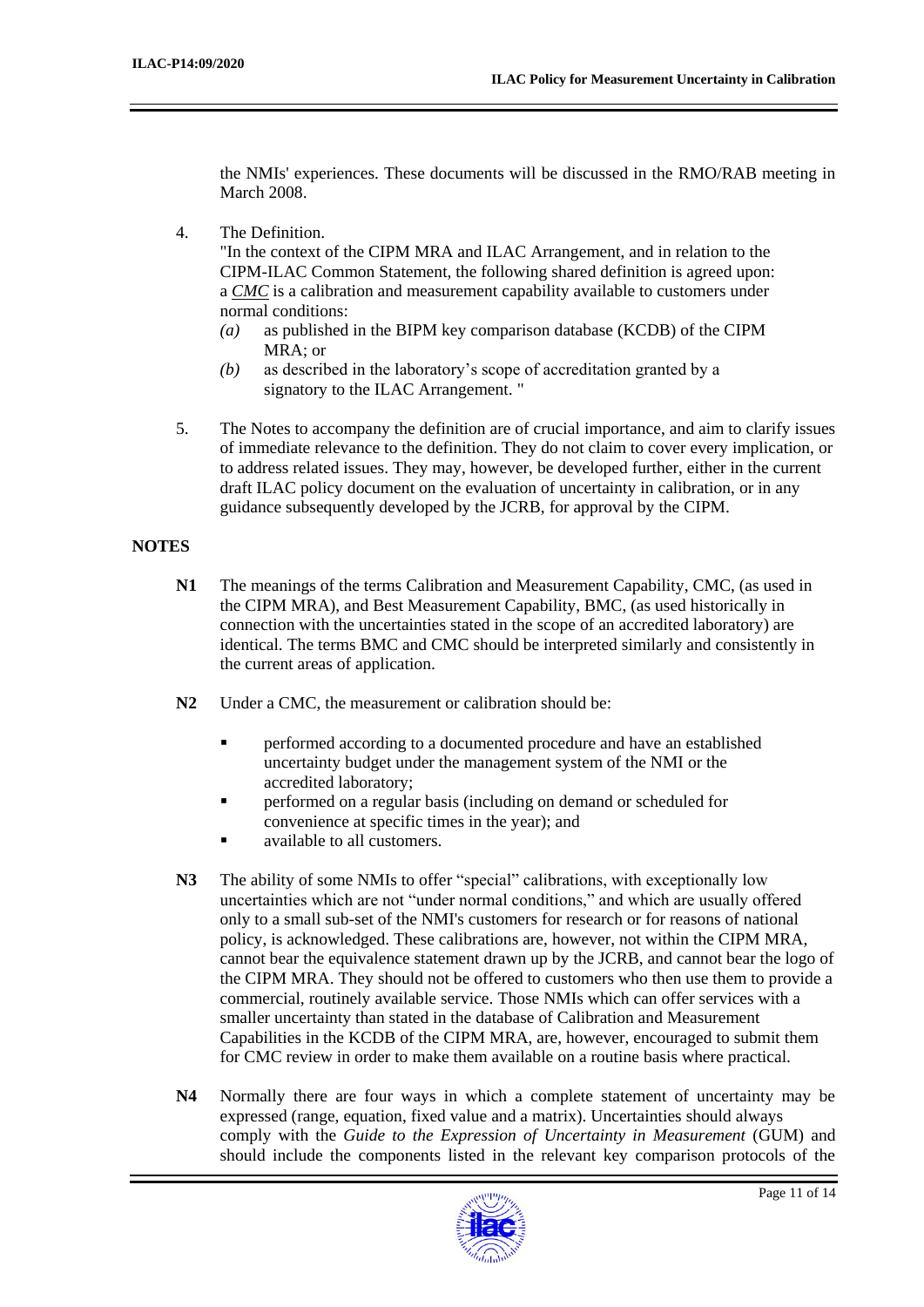the NMIs' experiences. These documents will be discussed in the RMO/RAB meeting in March 2008.

4. The Definition.
   "In the context of the CIPM MRA and ILAC Arrangement, and in relation to the CIPM-ILAC Common Statement, the following shared definition is agreed upon: a *CMC* is a calibration and measurement capability available to customers under normal conditions:
   *(a)* as published in the BIPM key comparison database (KCDB) of the CIPM MRA; or
   *(b)* as described in the laboratory's scope of accreditation granted by a signatory to the ILAC Arrangement. "

5. The Notes to accompany the definition are of crucial importance, and aim to clarify issues of immediate relevance to the definition. They do not claim to cover every implication, or to address related issues. They may, however, be developed further, either in the current draft ILAC policy document on the evaluation of uncertainty in calibration, or in any guidance subsequently developed by the JCRB, for approval by the CIPM.

**NOTES**

**N1** The meanings of the terms Calibration and Measurement Capability, CMC, (as used in the CIPM MRA), and Best Measurement Capability, BMC, (as used historically in connection with the uncertainties stated in the scope of an accredited laboratory) are identical. The terms BMC and CMC should be interpreted similarly and consistently in the current areas of application.

**N2** Under a CMC, the measurement or calibration should be:

- performed according to a documented procedure and have an established uncertainty budget under the management system of the NMI or the accredited laboratory;
- performed on a regular basis (including on demand or scheduled for convenience at specific times in the year); and
- available to all customers.

**N3** The ability of some NMIs to offer "special" calibrations, with exceptionally low uncertainties which are not "under normal conditions," and which are usually offered only to a small sub-set of the NMI's customers for research or for reasons of national policy, is acknowledged. These calibrations are, however, not within the CIPM MRA, cannot bear the equivalence statement drawn up by the JCRB, and cannot bear the logo of the CIPM MRA. They should not be offered to customers who then use them to provide a commercial, routinely available service. Those NMIs which can offer services with a smaller uncertainty than stated in the database of Calibration and Measurement Capabilities in the KCDB of the CIPM MRA, are, however, encouraged to submit them for CMC review in order to make them available on a routine basis where practical.

**N4** Normally there are four ways in which a complete statement of uncertainty may be expressed (range, equation, fixed value and a matrix). Uncertainties should always comply with the *Guide to the Expression of Uncertainty in Measurement* (GUM) and should include the components listed in the relevant key comparison protocols of the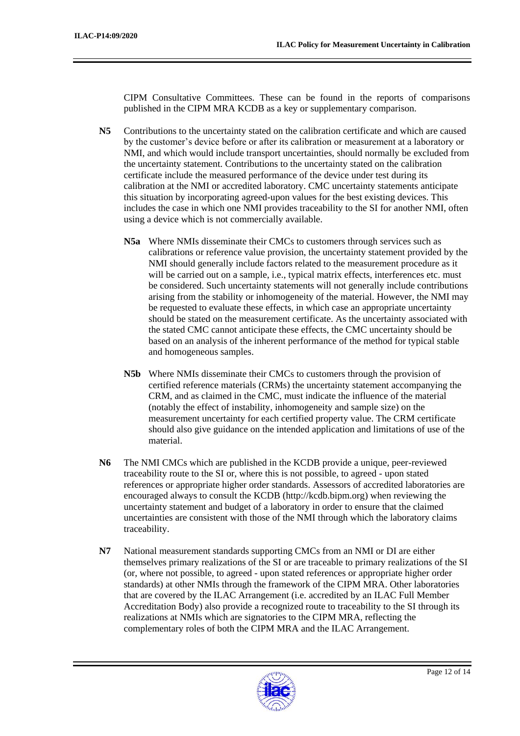CIPM Consultative Committees. These can be found in the reports of comparisons published in the CIPM MRA KCDB as a key or supplementary comparison.

**N5** Contributions to the uncertainty stated on the calibration certificate and which are caused by the customer's device before or after its calibration or measurement at a laboratory or NMI, and which would include transport uncertainties, should normally be excluded from the uncertainty statement. Contributions to the uncertainty stated on the calibration certificate include the measured performance of the device under test during its calibration at the NMI or accredited laboratory. CMC uncertainty statements anticipate this situation by incorporating agreed-upon values for the best existing devices. This includes the case in which one NMI provides traceability to the SI for another NMI, often using a device which is not commercially available.

**N5a** Where NMIs disseminate their CMCs to customers through services such as calibrations or reference value provision, the uncertainty statement provided by the NMI should generally include factors related to the measurement procedure as it will be carried out on a sample, i.e., typical matrix effects, interferences etc. must be considered. Such uncertainty statements will not generally include contributions arising from the stability or inhomogeneity of the material. However, the NMI may be requested to evaluate these effects, in which case an appropriate uncertainty should be stated on the measurement certificate. As the uncertainty associated with the stated CMC cannot anticipate these effects, the CMC uncertainty should be based on an analysis of the inherent performance of the method for typical stable and homogeneous samples.

**N5b** Where NMIs disseminate their CMCs to customers through the provision of certified reference materials (CRMs) the uncertainty statement accompanying the CRM, and as claimed in the CMC, must indicate the influence of the material (notably the effect of instability, inhomogeneity and sample size) on the measurement uncertainty for each certified property value. The CRM certificate should also give guidance on the intended application and limitations of use of the material.

**N6** The NMI CMCs which are published in the KCDB provide a unique, peer-reviewed traceability route to the SI or, where this is not possible, to agreed - upon stated references or appropriate higher order standards. Assessors of accredited laboratories are encouraged always to consult the KCDB (http://kcdb.bipm.org) when reviewing the uncertainty statement and budget of a laboratory in order to ensure that the claimed uncertainties are consistent with those of the NMI through which the laboratory claims traceability.

**N7** National measurement standards supporting CMCs from an NMI or DI are either themselves primary realizations of the SI or are traceable to primary realizations of the SI (or, where not possible, to agreed - upon stated references or appropriate higher order standards) at other NMIs through the framework of the CIPM MRA. Other laboratories that are covered by the ILAC Arrangement (i.e. accredited by an ILAC Full Member Accreditation Body) also provide a recognized route to traceability to the SI through its realizations at NMIs which are signatories to the CIPM MRA, reflecting the complementary roles of both the CIPM MRA and the ILAC Arrangement.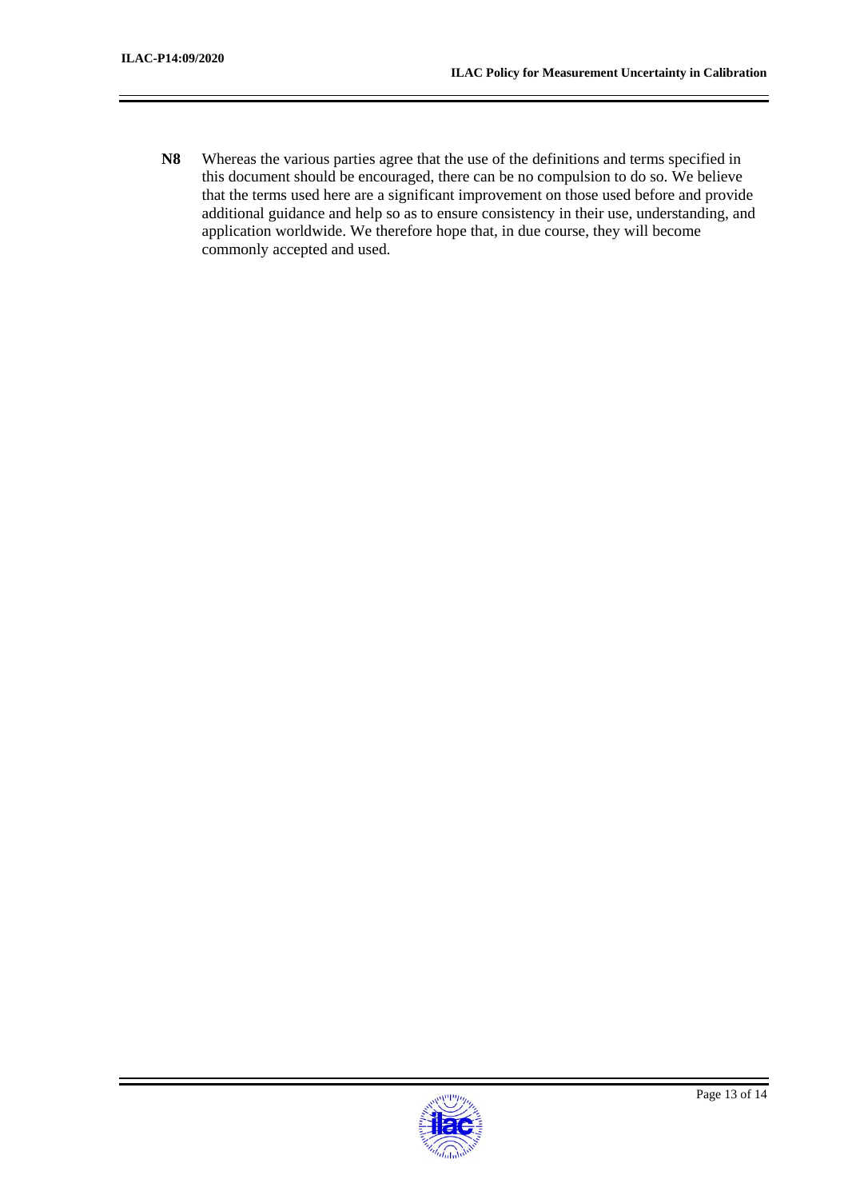**N8** Whereas the various parties agree that the use of the definitions and terms specified in this document should be encouraged, there can be no compulsion to do so. We believe that the terms used here are a significant improvement on those used before and provide additional guidance and help so as to ensure consistency in their use, understanding, and application worldwide. We therefore hope that, in due course, they will become commonly accepted and used.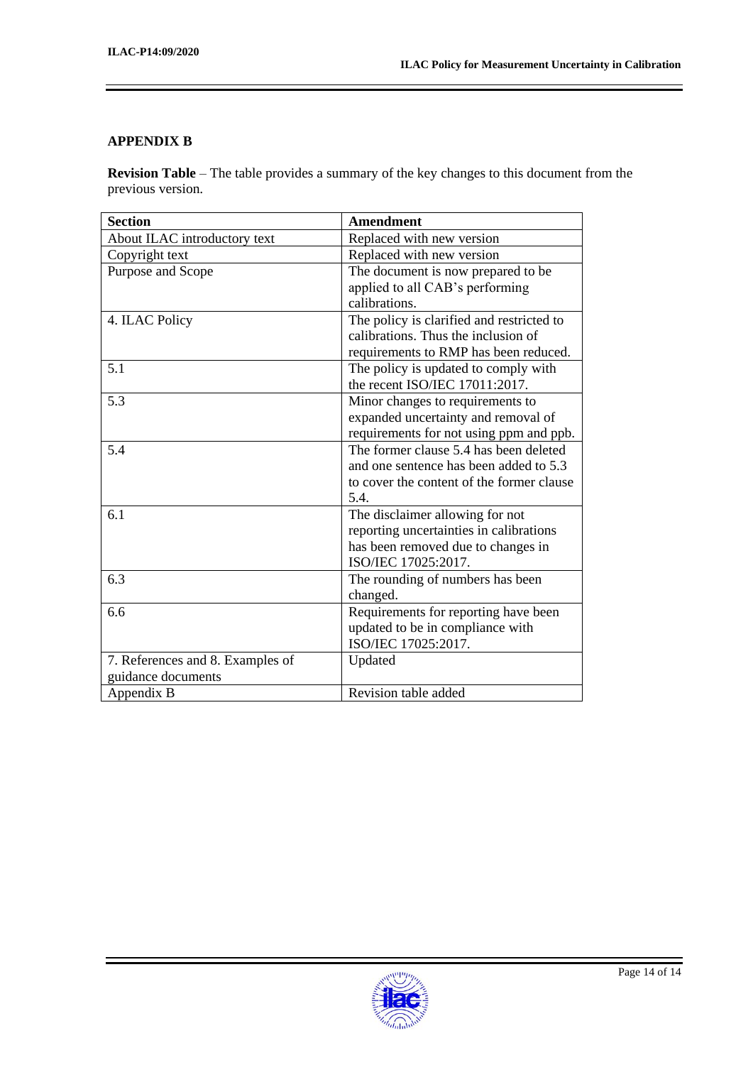## APPENDIX B

**Revision Table** – The table provides a summary of the key changes to this document from the previous version.

| Section | Amendment |
|---|---|
| About ILAC introductory text | Replaced with new version |
| Copyright text | Replaced with new version |
| Purpose and Scope | The document is now prepared to be applied to all CAB's performing calibrations. |
| 4. ILAC Policy | The policy is clarified and restricted to calibrations. Thus the inclusion of requirements to RMP has been reduced. |
| 5.1 | The policy is updated to comply with the recent ISO/IEC 17011:2017. |
| 5.3 | Minor changes to requirements to expanded uncertainty and removal of requirements for not using ppm and ppb. |
| 5.4 | The former clause 5.4 has been deleted and one sentence has been added to 5.3 to cover the content of the former clause 5.4. |
| 6.1 | The disclaimer allowing for not reporting uncertainties in calibrations has been removed due to changes in ISO/IEC 17025:2017. |
| 6.3 | The rounding of numbers has been changed. |
| 6.6 | Requirements for reporting have been updated to be in compliance with ISO/IEC 17025:2017. |
| 7. References and 8. Examples of guidance documents | Updated |
| Appendix B | Revision table added |